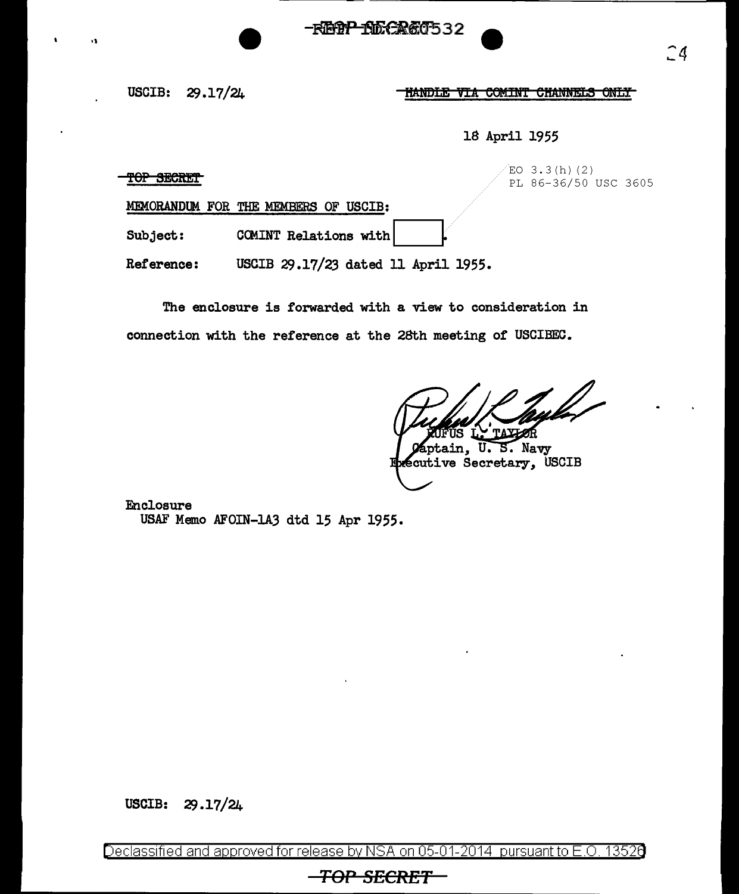TOP SECRET

USCIB: 29.17/24

HANDLE VIA COMINT CHANNELS ONLY

18 April 1955

TOP SECRET

EO 3.3(h)(2)
PL 86-36/50 USC 3605

MEMORANDUM FOR THE MEMBERS OF USCIB:

Subject: COMINT Relations with [ ].

Reference: USCIB 29.17/23 dated 11 April 1955.

The enclosure is forwarded with a view to consideration in connection with the reference at the 28th meeting of USCIBEC.

RUFUS L. TAYLOR
Captain, U. S. Navy
Executive Secretary, USCIB

Enclosure
USAF Memo AFOIN-1A3 dtd 15 Apr 1955.

USCIB: 29.17/24

Declassified and approved for release by NSA on 05-01-2014 pursuant to E.O. 13526

TOP SECRET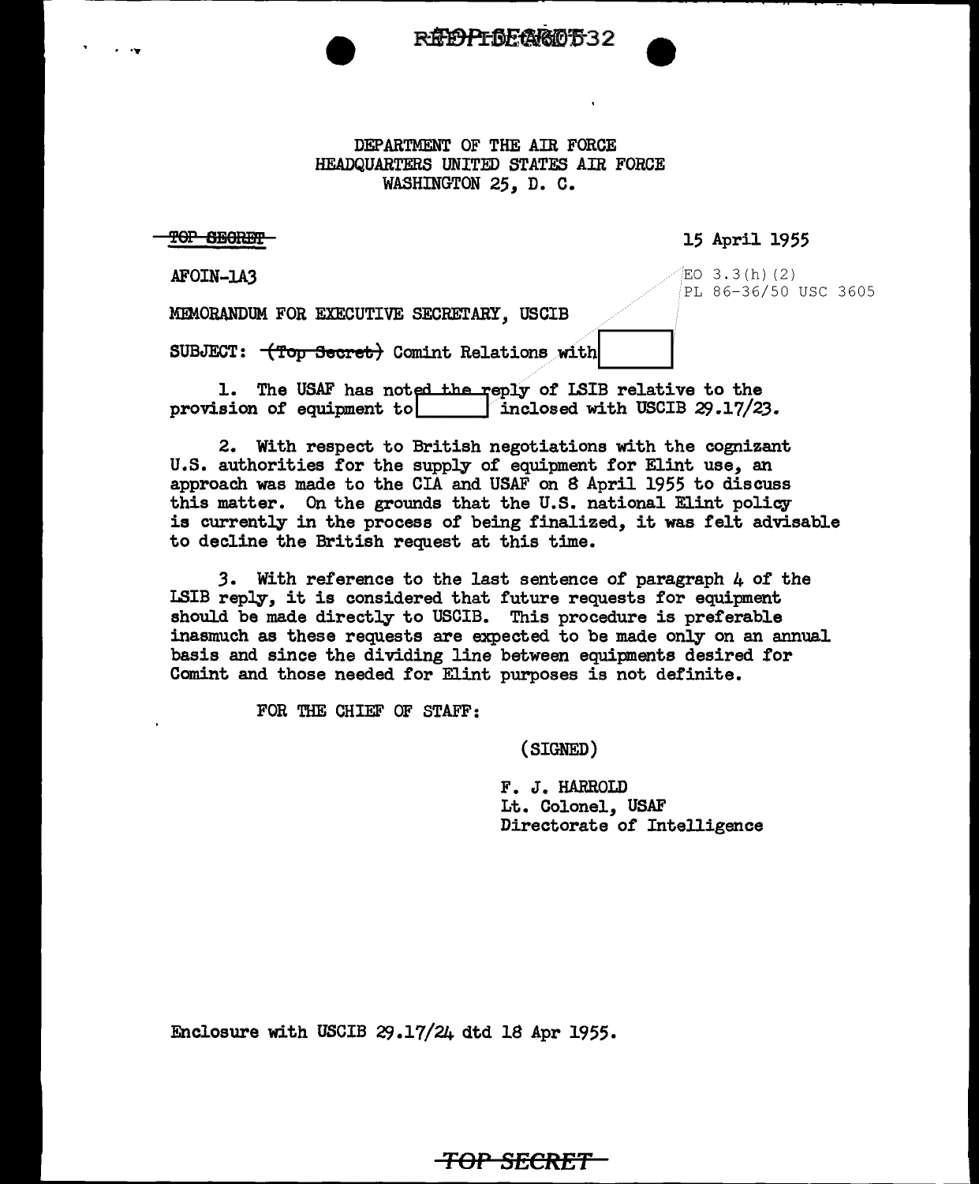DEPARTMENT OF THE AIR FORCE
HEADQUARTERS UNITED STATES AIR FORCE
WASHINGTON 25, D. C.

~~TOP SECRET~~

15 April 1955

AFOIN-1A3

EO 3.3(h)(2)
PL 86-36/50 USC 3605

MEMORANDUM FOR EXECUTIVE SECRETARY, USCIB

SUBJECT: ~~(Top Secret)~~ Comint Relations with [redacted]

1. The USAF has noted the reply of LSIB relative to the provision of equipment to [redacted] inclosed with USCIB 29.17/23.

2. With respect to British negotiations with the cognizant U.S. authorities for the supply of equipment for Elint use, an approach was made to the CIA and USAF on 8 April 1955 to discuss this matter. On the grounds that the U.S. national Elint policy is currently in the process of being finalized, it was felt advisable to decline the British request at this time.

3. With reference to the last sentence of paragraph 4 of the LSIB reply, it is considered that future requests for equipment should be made directly to USCIB. This procedure is preferable inasmuch as these requests are expected to be made only on an annual basis and since the dividing line between equipments desired for Comint and those needed for Elint purposes is not definite.

FOR THE CHIEF OF STAFF:

(SIGNED)

F. J. HARROLD
Lt. Colonel, USAF
Directorate of Intelligence

Enclosure with USCIB 29.17/24 dtd 18 Apr 1955.

~~TOP SECRET~~